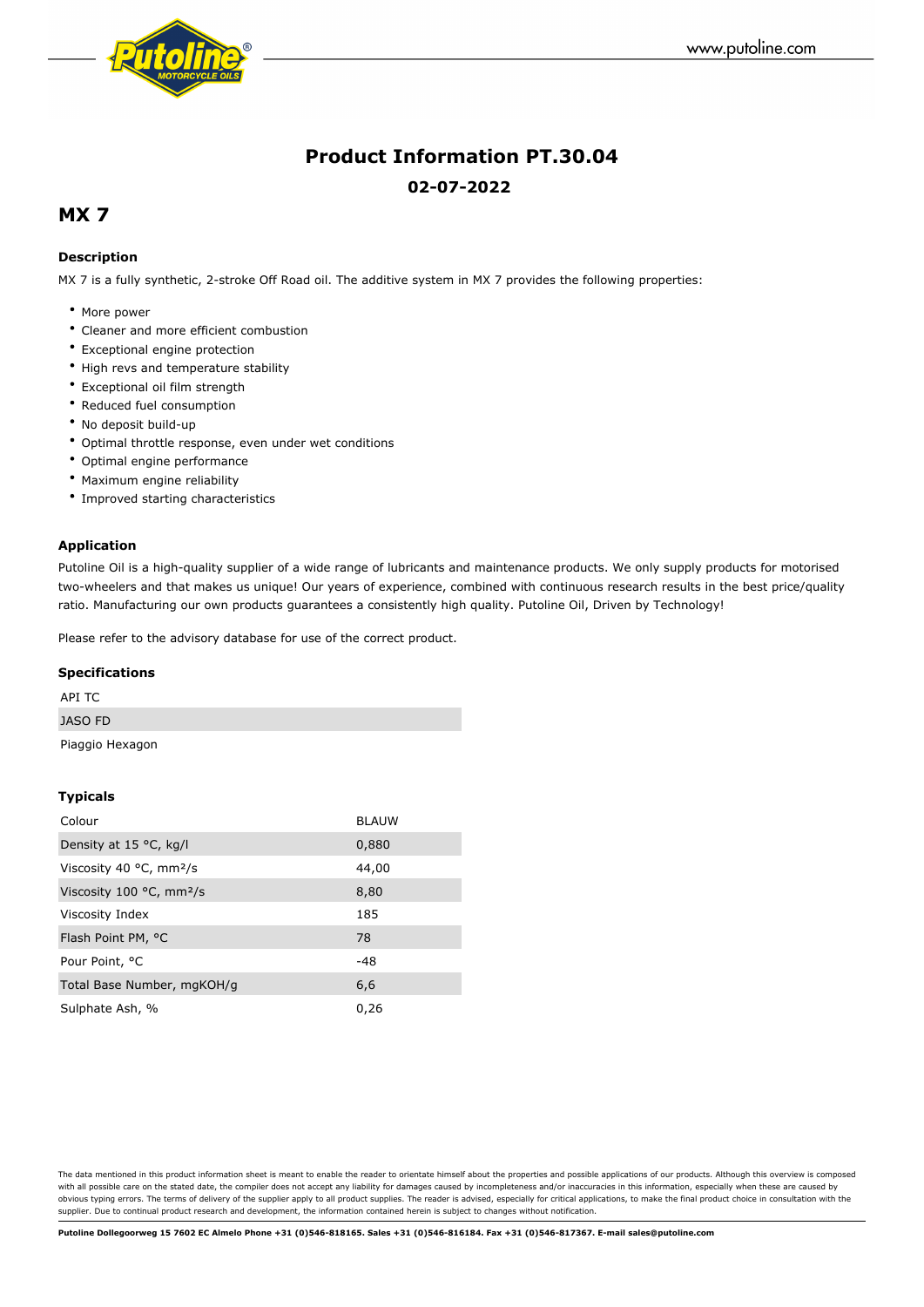# Product Information PT.30.04

**02-07-2022**

## MX 7

### Description

MX 7 is a fully synthetic, 2-stroke Off Road oil. The additive system in MX 7 provides the following properties:

- More power
- Cleaner and more efficient combustion
- Exceptional engine protection
- High revs and temperature stability
- Exceptional oil film strength
- Reduced fuel consumption
- No deposit build-up
- Optimal throttle response, even under wet conditions
- Optimal engine performance
- Maximum engine reliability
- Improved starting characteristics

### Application

Putoline Oil is a high-quality supplier of a wide range of lubricants and maintenance products. We only supply products for motorised two-wheelers and that makes us unique! Our years of experience, combined with continuous research results in the best price/quality ratio. Manufacturing our own products guarantees a consistently high quality. Putoline Oil, Driven by Technology!

Please refer to the advisory database for use of the correct product.

### Specifications

| |
|---|
| API TC |
| JASO FD |
| Piaggio Hexagon |

### Typicals

| | |
|---|---|
| Colour | BLAUW |
| Density at 15 °C, kg/l | 0,880 |
| Viscosity 40 °C, mm²/s | 44,00 |
| Viscosity 100 °C, mm²/s | 8,80 |
| Viscosity Index | 185 |
| Flash Point PM, °C | 78 |
| Pour Point, °C | -48 |
| Total Base Number, mgKOH/g | 6,6 |
| Sulphate Ash, % | 0,26 |

The data mentioned in this product information sheet is meant to enable the reader to orientate himself about the properties and possible applications of our products. Although this overview is composed with all possible care on the stated date, the compiler does not accept any liability for damages caused by incompleteness and/or inaccuracies in this information, especially when these are caused by obvious typing errors. The terms of delivery of the supplier apply to all product supplies. The reader is advised, especially for critical applications, to make the final product choice in consultation with the supplier. Due to continual product research and development, the information contained herein is subject to changes without notification.

**Putoline Dollegoorweg 15 7602 EC Almelo Phone +31 (0)546-818165. Sales +31 (0)546-816184. Fax +31 (0)546-817367. E-mail sales@putoline.com**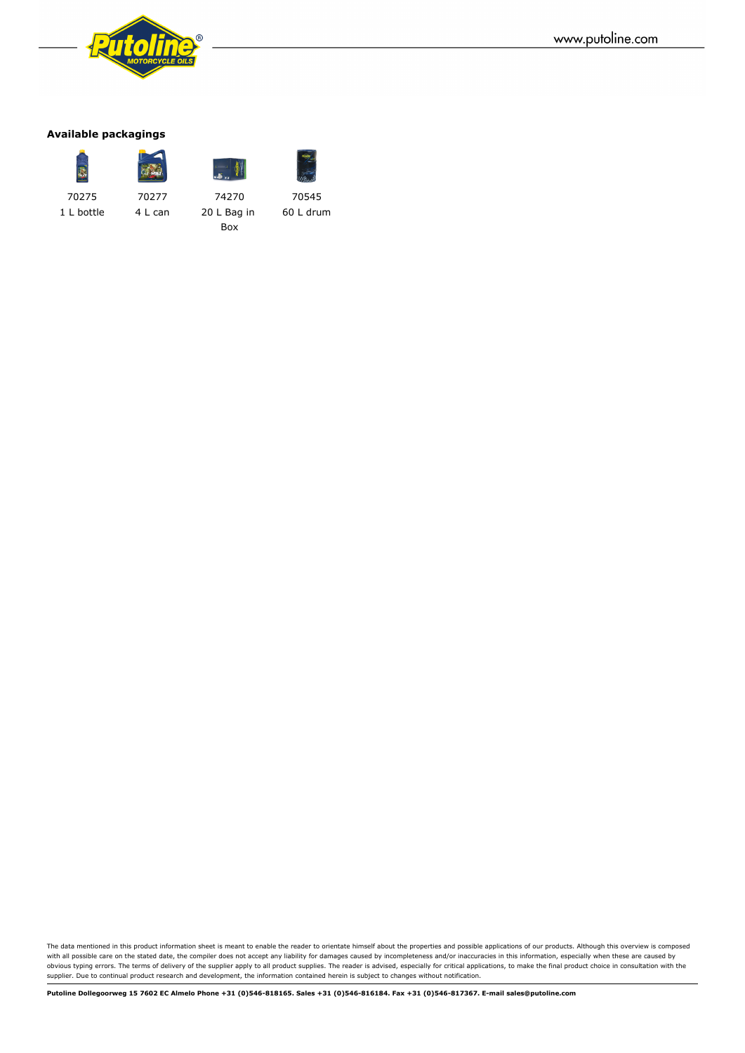**Available packagings**

| | | | |
|---|---|---|---|
| 70275 | 70277 | 74270 | 70545 |
| 1 L bottle | 4 L can | 20 L Bag in Box | 60 L drum |

The data mentioned in this product information sheet is meant to enable the reader to orientate himself about the properties and possible applications of our products. Although this overview is composed with all possible care on the stated date, the compiler does not accept any liability for damages caused by incompleteness and/or inaccuracies in this information, especially when these are caused by obvious typing errors. The terms of delivery of the supplier apply to all product supplies. The reader is advised, especially for critical applications, to make the final product choice in consultation with the supplier. Due to continual product research and development, the information contained herein is subject to changes without notification.

**Putoline Dollegoorweg 15 7602 EC Almelo Phone +31 (0)546-818165. Sales +31 (0)546-816184. Fax +31 (0)546-817367. E-mail sales@putoline.com**